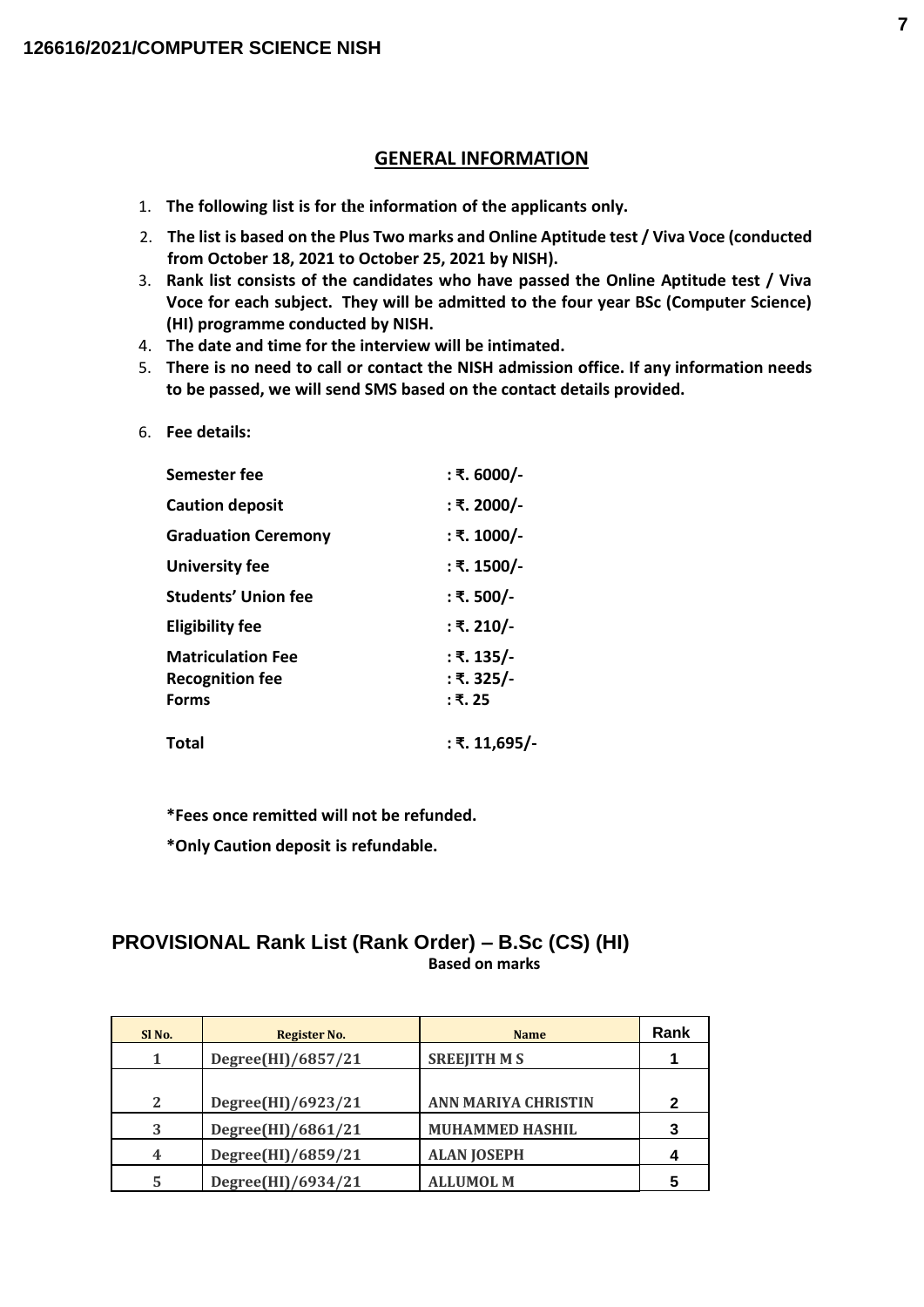126616/2021/COMPUTER SCIENCE NISH

## GENERAL INFORMATION

1. **The following list is for the information of the applicants only.**
2. **The list is based on the Plus Two marks and Online Aptitude test / Viva Voce (conducted from October 18, 2021 to October 25, 2021 by NISH).**
3. **Rank list consists of the candidates who have passed the Online Aptitude test / Viva Voce for each subject. They will be admitted to the four year BSc (Computer Science) (HI) programme conducted by NISH.**
4. **The date and time for the interview will be intimated.**
5. **There is no need to call or contact the NISH admission office. If any information needs to be passed, we will send SMS based on the contact details provided.**
6. **Fee details:**

| | |
|---|---|
| **Semester fee** | **: ₹. 6000/-** |
| **Caution deposit** | **: ₹. 2000/-** |
| **Graduation Ceremony** | **: ₹. 1000/-** |
| **University fee** | **: ₹. 1500/-** |
| **Students' Union fee** | **: ₹. 500/-** |
| **Eligibility fee** | **: ₹. 210/-** |
| **Matriculation Fee** | **: ₹. 135/-** |
| **Recognition fee** | **: ₹. 325/-** |
| **Forms** | **: ₹. 25** |
| **Total** | **: ₹. 11,695/-** |

**\*Fees once remitted will not be refunded.**

**\*Only Caution deposit is refundable.**

## PROVISIONAL Rank List (Rank Order) – B.Sc (CS) (HI)

**Based on marks**

| Sl No. | Register No. | Name | Rank |
|---|---|---|---|
| 1 | Degree(HI)/6857/21 | SREEJITH M S | 1 |
| 2 | Degree(HI)/6923/21 | ANN MARIYA CHRISTIN | 2 |
| 3 | Degree(HI)/6861/21 | MUHAMMED HASHIL | 3 |
| 4 | Degree(HI)/6859/21 | ALAN JOSEPH | 4 |
| 5 | Degree(HI)/6934/21 | ALLUMOL M | 5 |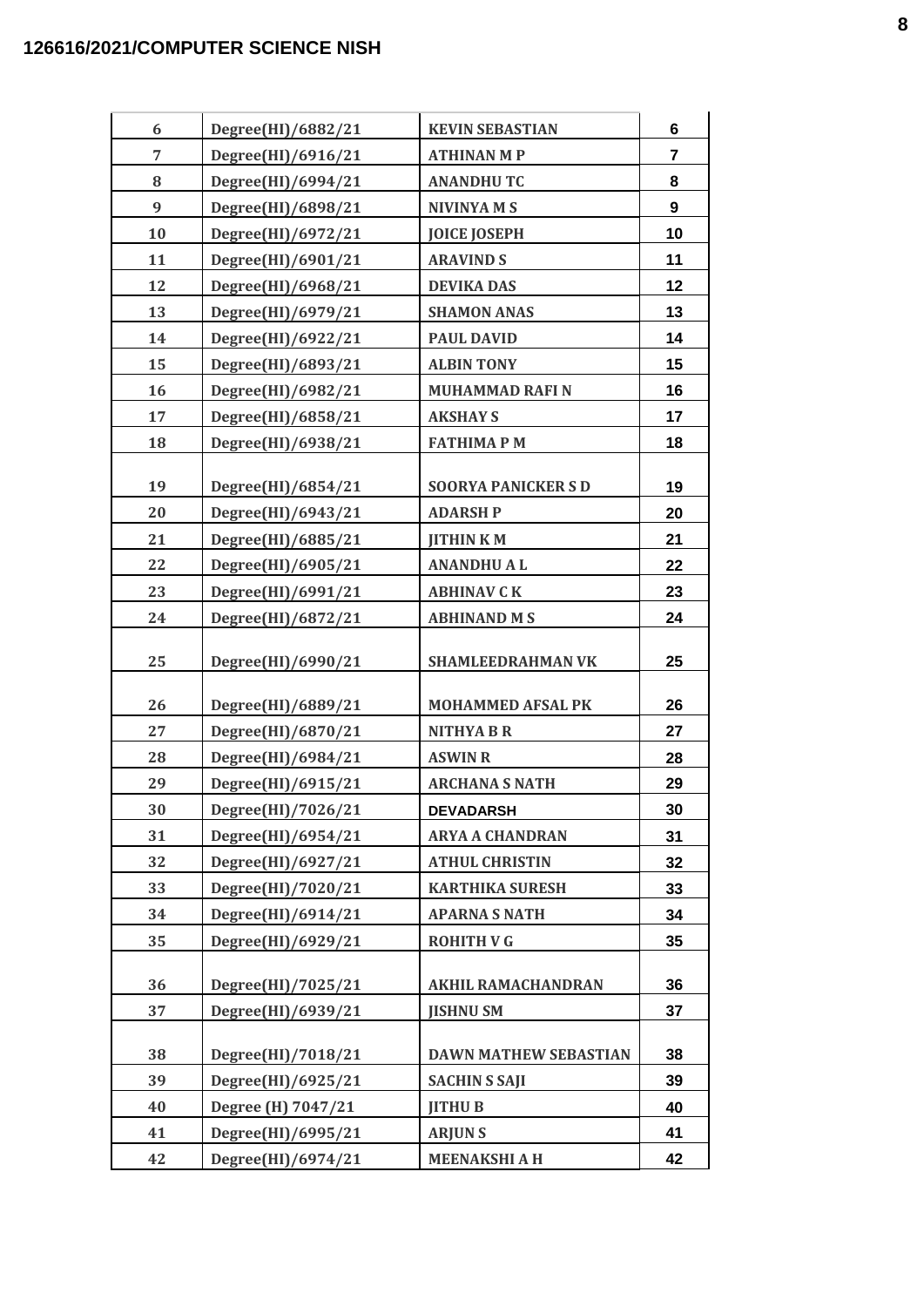126616/2021/COMPUTER SCIENCE NISH

| | | | |
|---|---|---|---|
| 6 | Degree(HI)/6882/21 | KEVIN SEBASTIAN | 6 |
| 7 | Degree(HI)/6916/21 | ATHINAN M P | 7 |
| 8 | Degree(HI)/6994/21 | ANANDHU TC | 8 |
| 9 | Degree(HI)/6898/21 | NIVINYA M S | 9 |
| 10 | Degree(HI)/6972/21 | JOICE JOSEPH | 10 |
| 11 | Degree(HI)/6901/21 | ARAVIND S | 11 |
| 12 | Degree(HI)/6968/21 | DEVIKA DAS | 12 |
| 13 | Degree(HI)/6979/21 | SHAMON ANAS | 13 |
| 14 | Degree(HI)/6922/21 | PAUL DAVID | 14 |
| 15 | Degree(HI)/6893/21 | ALBIN TONY | 15 |
| 16 | Degree(HI)/6982/21 | MUHAMMAD RAFI N | 16 |
| 17 | Degree(HI)/6858/21 | AKSHAY S | 17 |
| 18 | Degree(HI)/6938/21 | FATHIMA P M | 18 |
| 19 | Degree(HI)/6854/21 | SOORYA PANICKER S D | 19 |
| 20 | Degree(HI)/6943/21 | ADARSH P | 20 |
| 21 | Degree(HI)/6885/21 | JITHIN K M | 21 |
| 22 | Degree(HI)/6905/21 | ANANDHU A L | 22 |
| 23 | Degree(HI)/6991/21 | ABHINAV C K | 23 |
| 24 | Degree(HI)/6872/21 | ABHINAND M S | 24 |
| 25 | Degree(HI)/6990/21 | SHAMLEEDRAHMAN VK | 25 |
| 26 | Degree(HI)/6889/21 | MOHAMMED AFSAL PK | 26 |
| 27 | Degree(HI)/6870/21 | NITHYA B R | 27 |
| 28 | Degree(HI)/6984/21 | ASWIN R | 28 |
| 29 | Degree(HI)/6915/21 | ARCHANA S NATH | 29 |
| 30 | Degree(HI)/7026/21 | DEVADARSH | 30 |
| 31 | Degree(HI)/6954/21 | ARYA A CHANDRAN | 31 |
| 32 | Degree(HI)/6927/21 | ATHUL CHRISTIN | 32 |
| 33 | Degree(HI)/7020/21 | KARTHIKA SURESH | 33 |
| 34 | Degree(HI)/6914/21 | APARNA S NATH | 34 |
| 35 | Degree(HI)/6929/21 | ROHITH V G | 35 |
| 36 | Degree(HI)/7025/21 | AKHIL RAMACHANDRAN | 36 |
| 37 | Degree(HI)/6939/21 | JISHNU SM | 37 |
| 38 | Degree(HI)/7018/21 | DAWN MATHEW SEBASTIAN | 38 |
| 39 | Degree(HI)/6925/21 | SACHIN S SAJI | 39 |
| 40 | Degree (H) 7047/21 | JITHU B | 40 |
| 41 | Degree(HI)/6995/21 | ARJUN S | 41 |
| 42 | Degree(HI)/6974/21 | MEENAKSHI A H | 42 |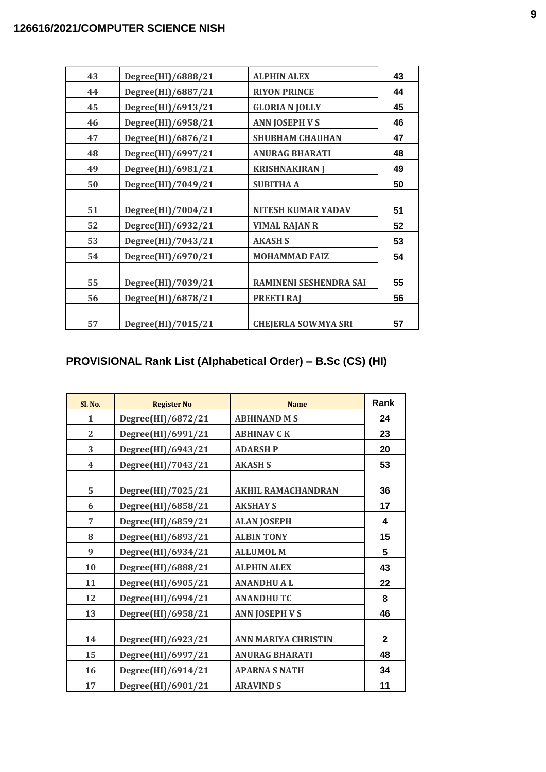| | | | |
|---|---|---|---|
| 43 | Degree(HI)/6888/21 | ALPHIN ALEX | 43 |
| 44 | Degree(HI)/6887/21 | RIYON PRINCE | 44 |
| 45 | Degree(HI)/6913/21 | GLORIA N JOLLY | 45 |
| 46 | Degree(HI)/6958/21 | ANN JOSEPH V S | 46 |
| 47 | Degree(HI)/6876/21 | SHUBHAM CHAUHAN | 47 |
| 48 | Degree(HI)/6997/21 | ANURAG BHARATI | 48 |
| 49 | Degree(HI)/6981/21 | KRISHNAKIRAN J | 49 |
| 50 | Degree(HI)/7049/21 | SUBITHA A | 50 |
| 51 | Degree(HI)/7004/21 | NITESH KUMAR YADAV | 51 |
| 52 | Degree(HI)/6932/21 | VIMAL RAJAN R | 52 |
| 53 | Degree(HI)/7043/21 | AKASH S | 53 |
| 54 | Degree(HI)/6970/21 | MOHAMMAD FAIZ | 54 |
| 55 | Degree(HI)/7039/21 | RAMINENI SESHENDRA SAI | 55 |
| 56 | Degree(HI)/6878/21 | PREETI RAJ | 56 |
| 57 | Degree(HI)/7015/21 | CHEJERLA SOWMYA SRI | 57 |

## PROVISIONAL Rank List (Alphabetical Order) – B.Sc (CS) (HI)

| Sl. No. | Register No | Name | Rank |
|---|---|---|---|
| 1 | Degree(HI)/6872/21 | ABHINAND M S | 24 |
| 2 | Degree(HI)/6991/21 | ABHINAV C K | 23 |
| 3 | Degree(HI)/6943/21 | ADARSH P | 20 |
| 4 | Degree(HI)/7043/21 | AKASH S | 53 |
| 5 | Degree(HI)/7025/21 | AKHIL RAMACHANDRAN | 36 |
| 6 | Degree(HI)/6858/21 | AKSHAY S | 17 |
| 7 | Degree(HI)/6859/21 | ALAN JOSEPH | 4 |
| 8 | Degree(HI)/6893/21 | ALBIN TONY | 15 |
| 9 | Degree(HI)/6934/21 | ALLUMOL M | 5 |
| 10 | Degree(HI)/6888/21 | ALPHIN ALEX | 43 |
| 11 | Degree(HI)/6905/21 | ANANDHU A L | 22 |
| 12 | Degree(HI)/6994/21 | ANANDHU TC | 8 |
| 13 | Degree(HI)/6958/21 | ANN JOSEPH V S | 46 |
| 14 | Degree(HI)/6923/21 | ANN MARIYA CHRISTIN | 2 |
| 15 | Degree(HI)/6997/21 | ANURAG BHARATI | 48 |
| 16 | Degree(HI)/6914/21 | APARNA S NATH | 34 |
| 17 | Degree(HI)/6901/21 | ARAVIND S | 11 |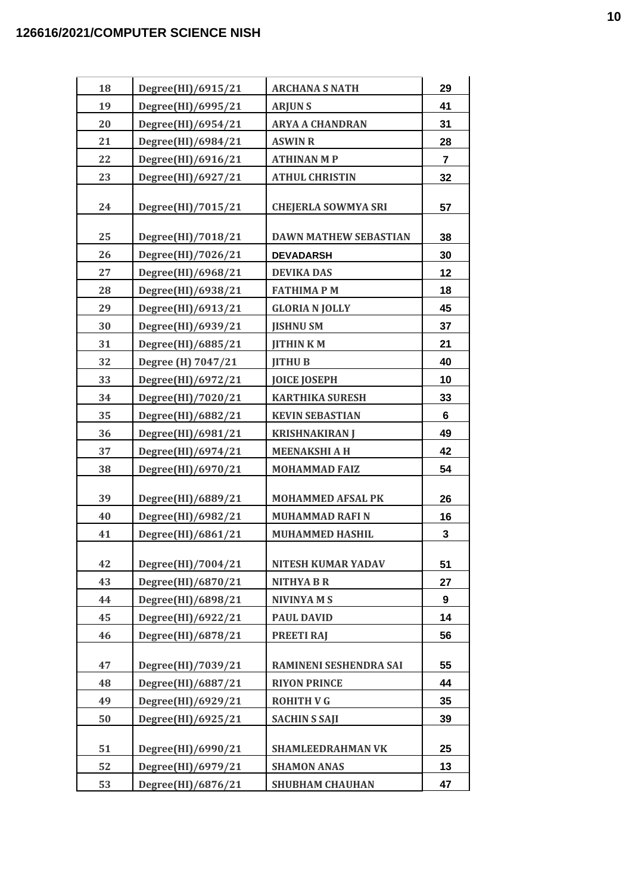**126616/2021/COMPUTER SCIENCE NISH**

| | | | |
|---|---|---|---|
| 18 | Degree(HI)/6915/21 | ARCHANA S NATH | 29 |
| 19 | Degree(HI)/6995/21 | ARJUN S | 41 |
| 20 | Degree(HI)/6954/21 | ARYA A CHANDRAN | 31 |
| 21 | Degree(HI)/6984/21 | ASWIN R | 28 |
| 22 | Degree(HI)/6916/21 | ATHINAN M P | 7 |
| 23 | Degree(HI)/6927/21 | ATHUL CHRISTIN | 32 |
| 24 | Degree(HI)/7015/21 | CHEJERLA SOWMYA SRI | 57 |
| 25 | Degree(HI)/7018/21 | DAWN MATHEW SEBASTIAN | 38 |
| 26 | Degree(HI)/7026/21 | DEVADARSH | 30 |
| 27 | Degree(HI)/6968/21 | DEVIKA DAS | 12 |
| 28 | Degree(HI)/6938/21 | FATHIMA P M | 18 |
| 29 | Degree(HI)/6913/21 | GLORIA N JOLLY | 45 |
| 30 | Degree(HI)/6939/21 | JISHNU SM | 37 |
| 31 | Degree(HI)/6885/21 | JITHIN K M | 21 |
| 32 | Degree (H) 7047/21 | JITHU B | 40 |
| 33 | Degree(HI)/6972/21 | JOICE JOSEPH | 10 |
| 34 | Degree(HI)/7020/21 | KARTHIKA SURESH | 33 |
| 35 | Degree(HI)/6882/21 | KEVIN SEBASTIAN | 6 |
| 36 | Degree(HI)/6981/21 | KRISHNAKIRAN J | 49 |
| 37 | Degree(HI)/6974/21 | MEENAKSHI A H | 42 |
| 38 | Degree(HI)/6970/21 | MOHAMMAD FAIZ | 54 |
| 39 | Degree(HI)/6889/21 | MOHAMMED AFSAL PK | 26 |
| 40 | Degree(HI)/6982/21 | MUHAMMAD RAFI N | 16 |
| 41 | Degree(HI)/6861/21 | MUHAMMED HASHIL | 3 |
| 42 | Degree(HI)/7004/21 | NITESH KUMAR YADAV | 51 |
| 43 | Degree(HI)/6870/21 | NITHYA B R | 27 |
| 44 | Degree(HI)/6898/21 | NIVINYA M S | 9 |
| 45 | Degree(HI)/6922/21 | PAUL DAVID | 14 |
| 46 | Degree(HI)/6878/21 | PREETI RAJ | 56 |
| 47 | Degree(HI)/7039/21 | RAMINENI SESHENDRA SAI | 55 |
| 48 | Degree(HI)/6887/21 | RIYON PRINCE | 44 |
| 49 | Degree(HI)/6929/21 | ROHITH V G | 35 |
| 50 | Degree(HI)/6925/21 | SACHIN S SAJI | 39 |
| 51 | Degree(HI)/6990/21 | SHAMLEEDRAHMAN VK | 25 |
| 52 | Degree(HI)/6979/21 | SHAMON ANAS | 13 |
| 53 | Degree(HI)/6876/21 | SHUBHAM CHAUHAN | 47 |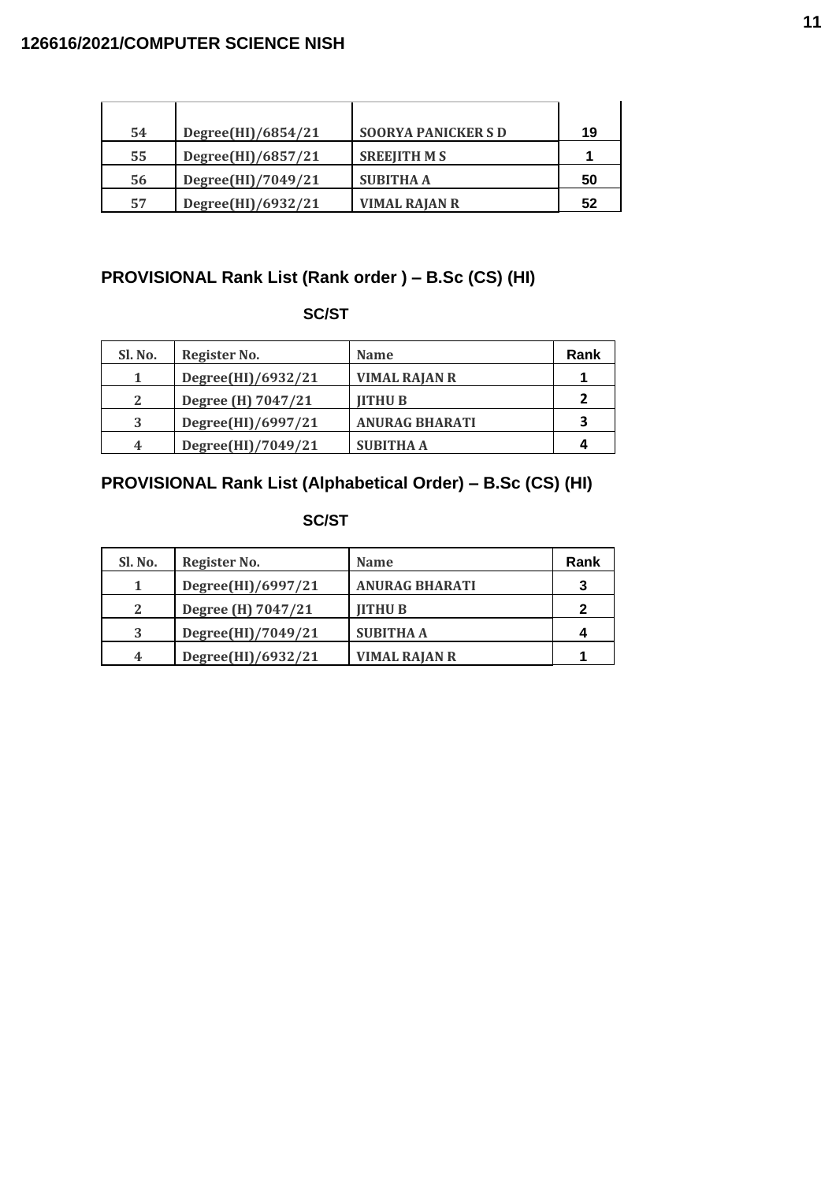| | | | |
|---|---|---|---|
| 54 | Degree(HI)/6854/21 | SOORYA PANICKER S D | 19 |
| 55 | Degree(HI)/6857/21 | SREEJITH M S | 1 |
| 56 | Degree(HI)/7049/21 | SUBITHA A | 50 |
| 57 | Degree(HI)/6932/21 | VIMAL RAJAN R | 52 |

## PROVISIONAL Rank List (Rank order ) – B.Sc (CS) (HI)

### SC/ST

| Sl. No. | Register No. | Name | Rank |
|---|---|---|---|
| 1 | Degree(HI)/6932/21 | VIMAL RAJAN R | 1 |
| 2 | Degree (H) 7047/21 | JITHU B | 2 |
| 3 | Degree(HI)/6997/21 | ANURAG BHARATI | 3 |
| 4 | Degree(HI)/7049/21 | SUBITHA A | 4 |

## PROVISIONAL Rank List (Alphabetical Order) – B.Sc (CS) (HI)

### SC/ST

| Sl. No. | Register No. | Name | Rank |
|---|---|---|---|
| 1 | Degree(HI)/6997/21 | ANURAG BHARATI | 3 |
| 2 | Degree (H) 7047/21 | JITHU B | 2 |
| 3 | Degree(HI)/7049/21 | SUBITHA A | 4 |
| 4 | Degree(HI)/6932/21 | VIMAL RAJAN R | 1 |